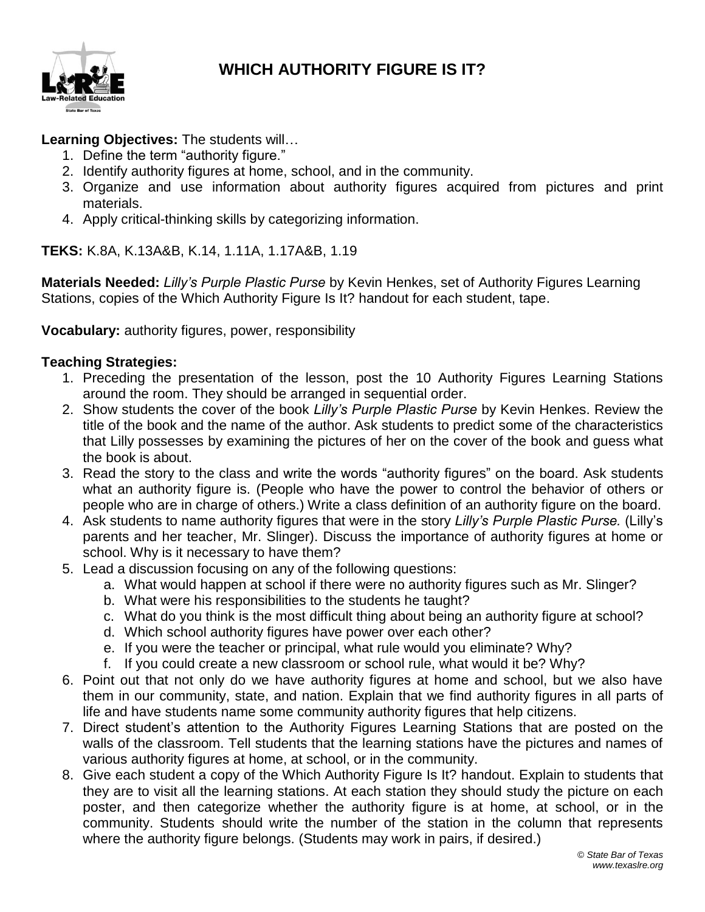# WHICH AUTHORITY FIGURE IS IT?

**Learning Objectives:** The students will…

1. Define the term "authority figure."
2. Identify authority figures at home, school, and in the community.
3. Organize and use information about authority figures acquired from pictures and print materials.
4. Apply critical-thinking skills by categorizing information.

**TEKS:** K.8A, K.13A&B, K.14, 1.11A, 1.17A&B, 1.19

**Materials Needed:** *Lilly's Purple Plastic Purse* by Kevin Henkes, set of Authority Figures Learning Stations, copies of the Which Authority Figure Is It? handout for each student, tape.

**Vocabulary:** authority figures, power, responsibility

**Teaching Strategies:**

1. Preceding the presentation of the lesson, post the 10 Authority Figures Learning Stations around the room. They should be arranged in sequential order.
2. Show students the cover of the book *Lilly's Purple Plastic Purse* by Kevin Henkes. Review the title of the book and the name of the author. Ask students to predict some of the characteristics that Lilly possesses by examining the pictures of her on the cover of the book and guess what the book is about.
3. Read the story to the class and write the words "authority figures" on the board. Ask students what an authority figure is. (People who have the power to control the behavior of others or people who are in charge of others.) Write a class definition of an authority figure on the board.
4. Ask students to name authority figures that were in the story *Lilly's Purple Plastic Purse.* (Lilly's parents and her teacher, Mr. Slinger). Discuss the importance of authority figures at home or school. Why is it necessary to have them?
5. Lead a discussion focusing on any of the following questions:
   a. What would happen at school if there were no authority figures such as Mr. Slinger?
   b. What were his responsibilities to the students he taught?
   c. What do you think is the most difficult thing about being an authority figure at school?
   d. Which school authority figures have power over each other?
   e. If you were the teacher or principal, what rule would you eliminate? Why?
   f. If you could create a new classroom or school rule, what would it be? Why?
6. Point out that not only do we have authority figures at home and school, but we also have them in our community, state, and nation. Explain that we find authority figures in all parts of life and have students name some community authority figures that help citizens.
7. Direct student's attention to the Authority Figures Learning Stations that are posted on the walls of the classroom. Tell students that the learning stations have the pictures and names of various authority figures at home, at school, or in the community.
8. Give each student a copy of the Which Authority Figure Is It? handout. Explain to students that they are to visit all the learning stations. At each station they should study the picture on each poster, and then categorize whether the authority figure is at home, at school, or in the community. Students should write the number of the station in the column that represents where the authority figure belongs. (Students may work in pairs, if desired.)

*© State Bar of Texas*
*www.texaslre.org*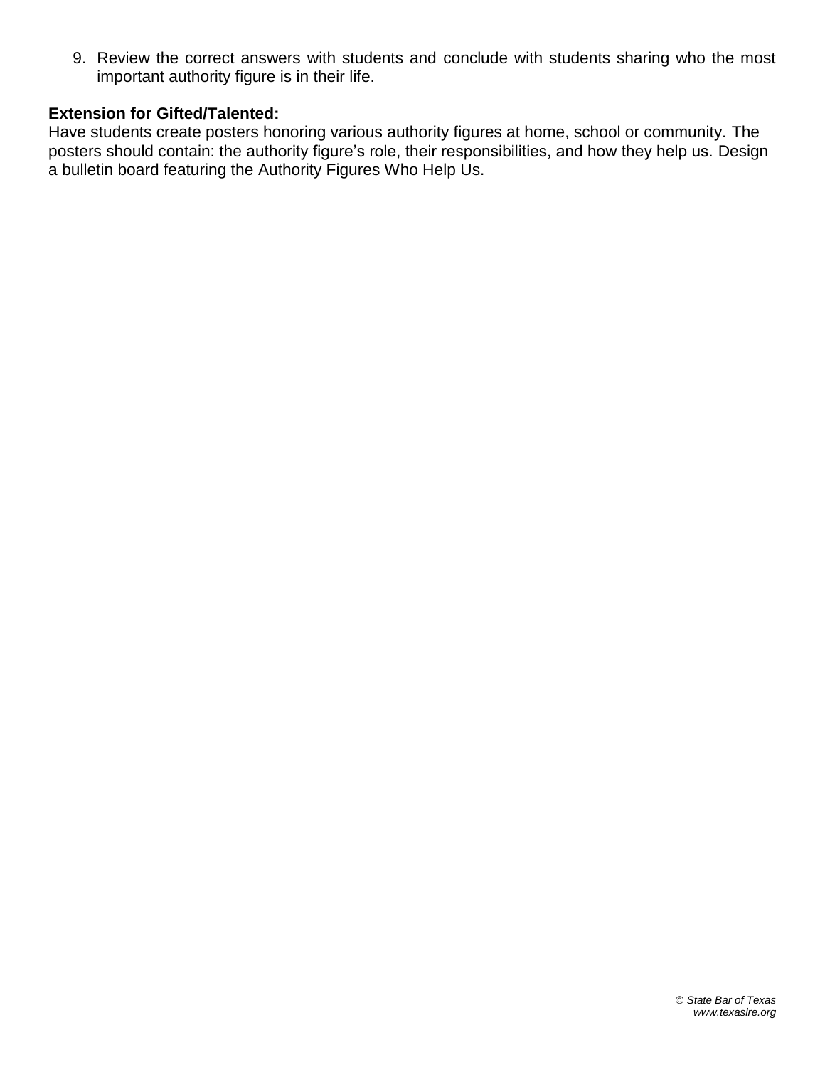9. Review the correct answers with students and conclude with students sharing who the most important authority figure is in their life.

**Extension for Gifted/Talented:**
Have students create posters honoring various authority figures at home, school or community. The posters should contain: the authority figure’s role, their responsibilities, and how they help us. Design a bulletin board featuring the Authority Figures Who Help Us.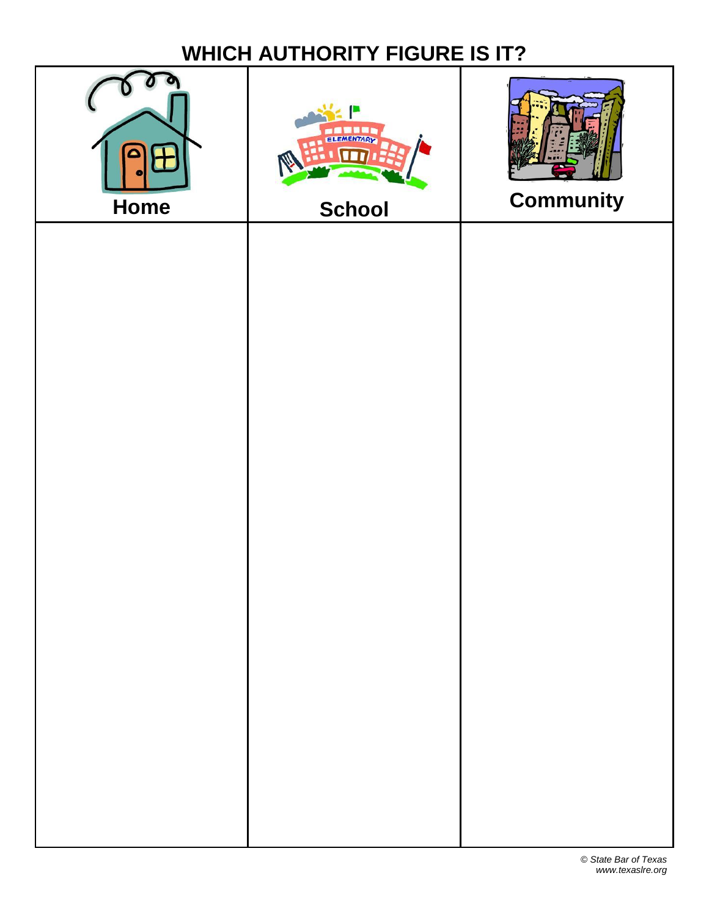# WHICH AUTHORITY FIGURE IS IT?

| Home | School | Community |
| --- | --- | --- |
| | | |

© State Bar of Texas
www.texaslre.org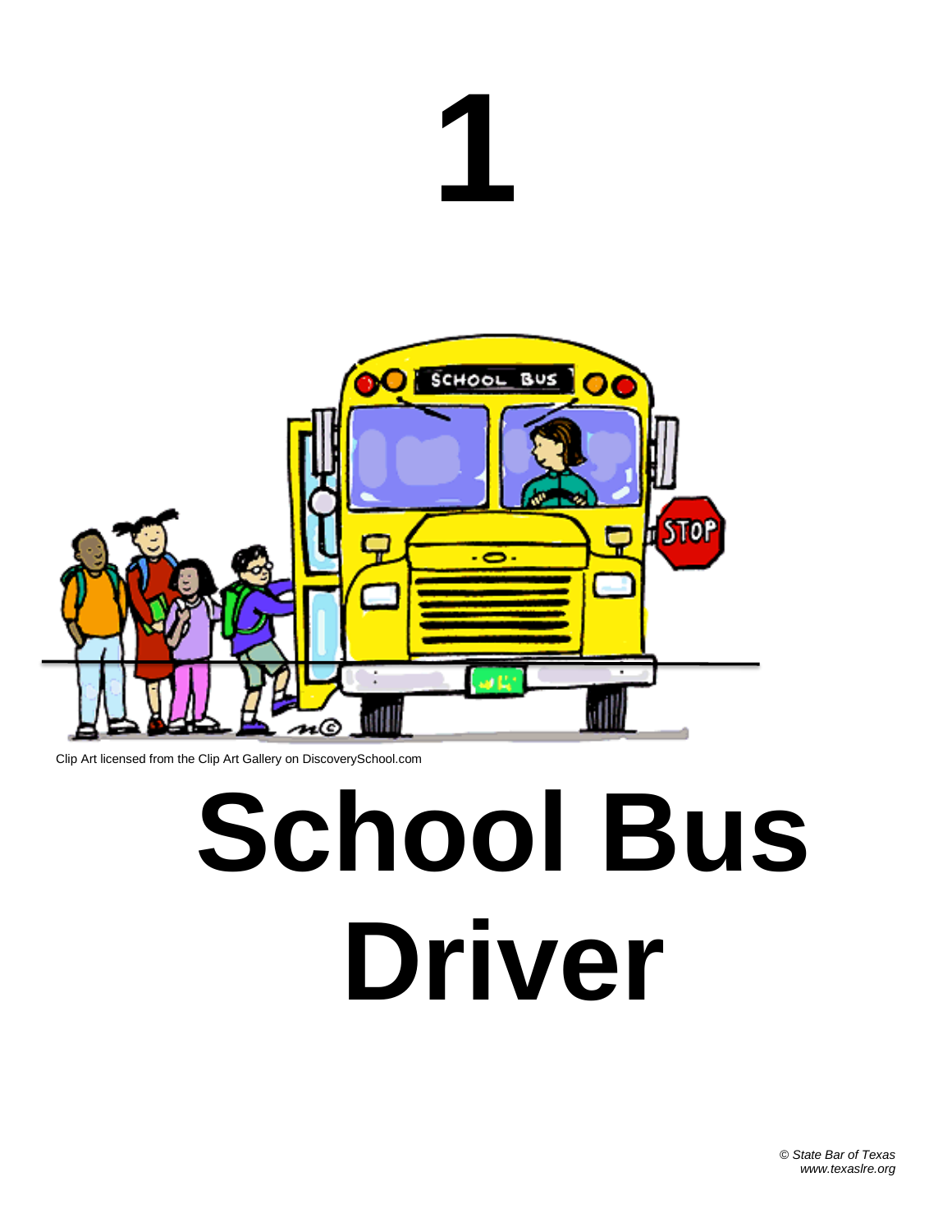# 1

Clip Art licensed from the Clip Art Gallery on DiscoverySchool.com

# School Bus Driver

*© State Bar of Texas*
*www.texaslre.org*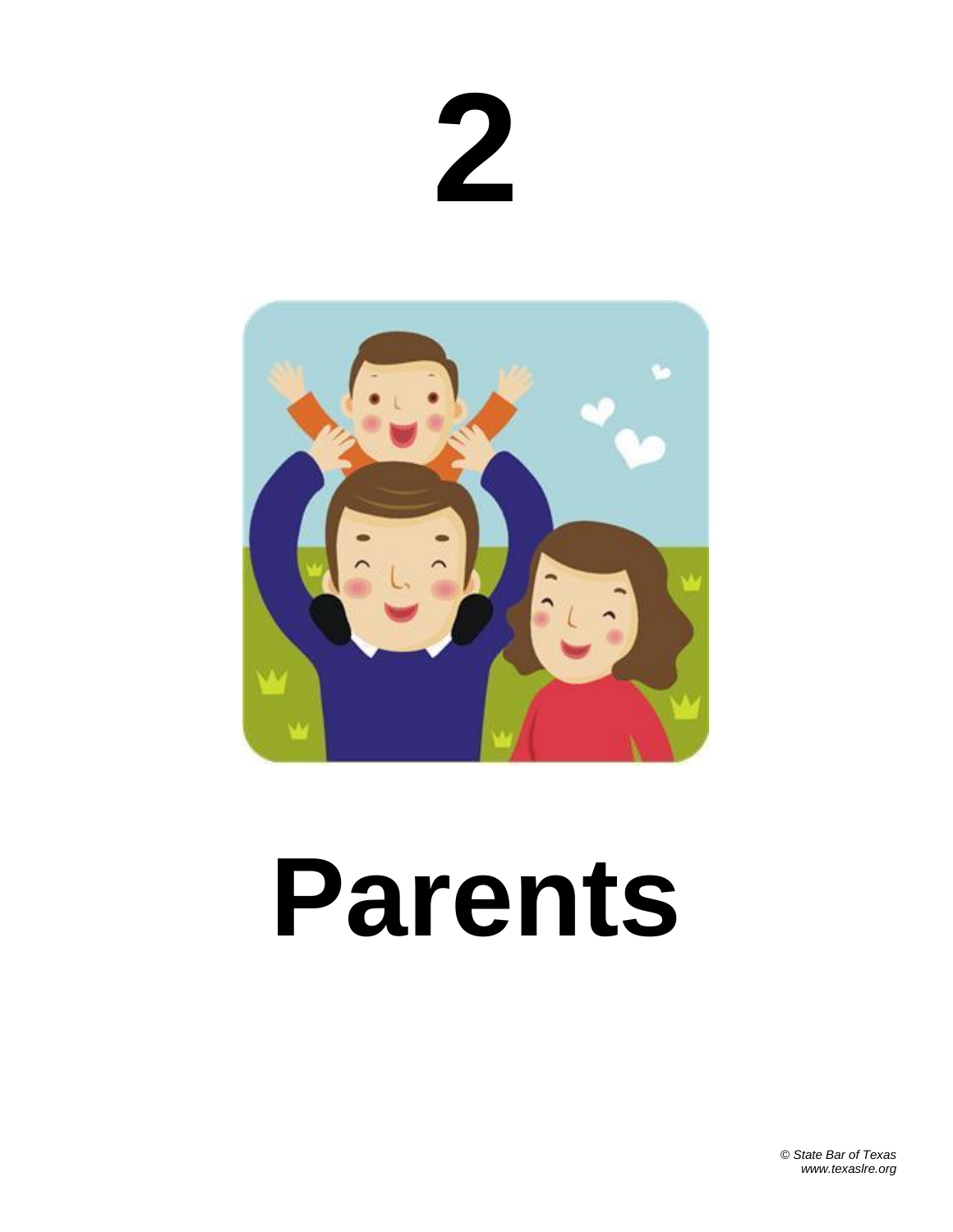# 2

# Parents

*© State Bar of Texas*
*www.texaslre.org*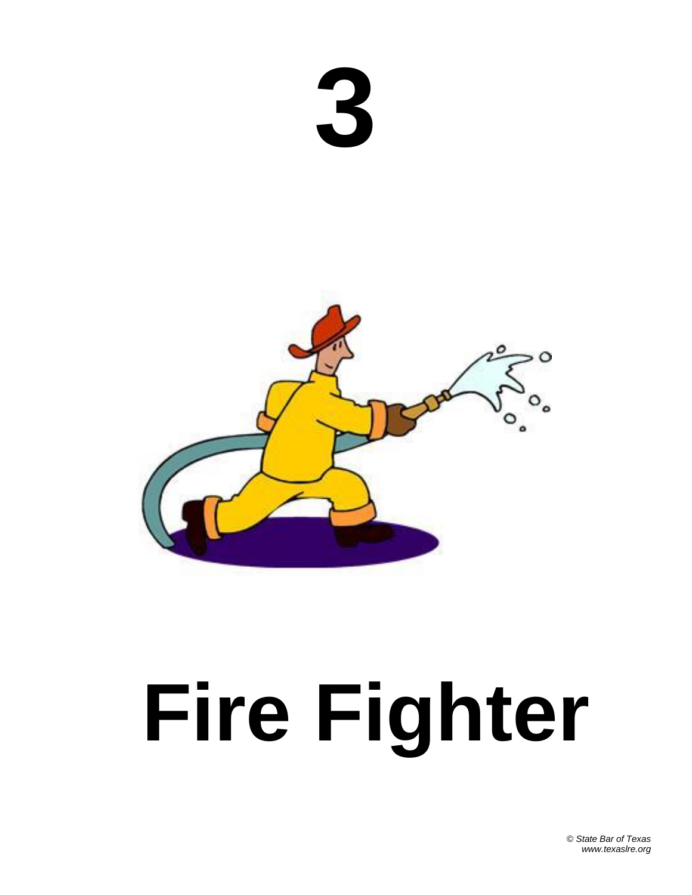# 3

# Fire Fighter

*© State Bar of Texas*
*www.texaslre.org*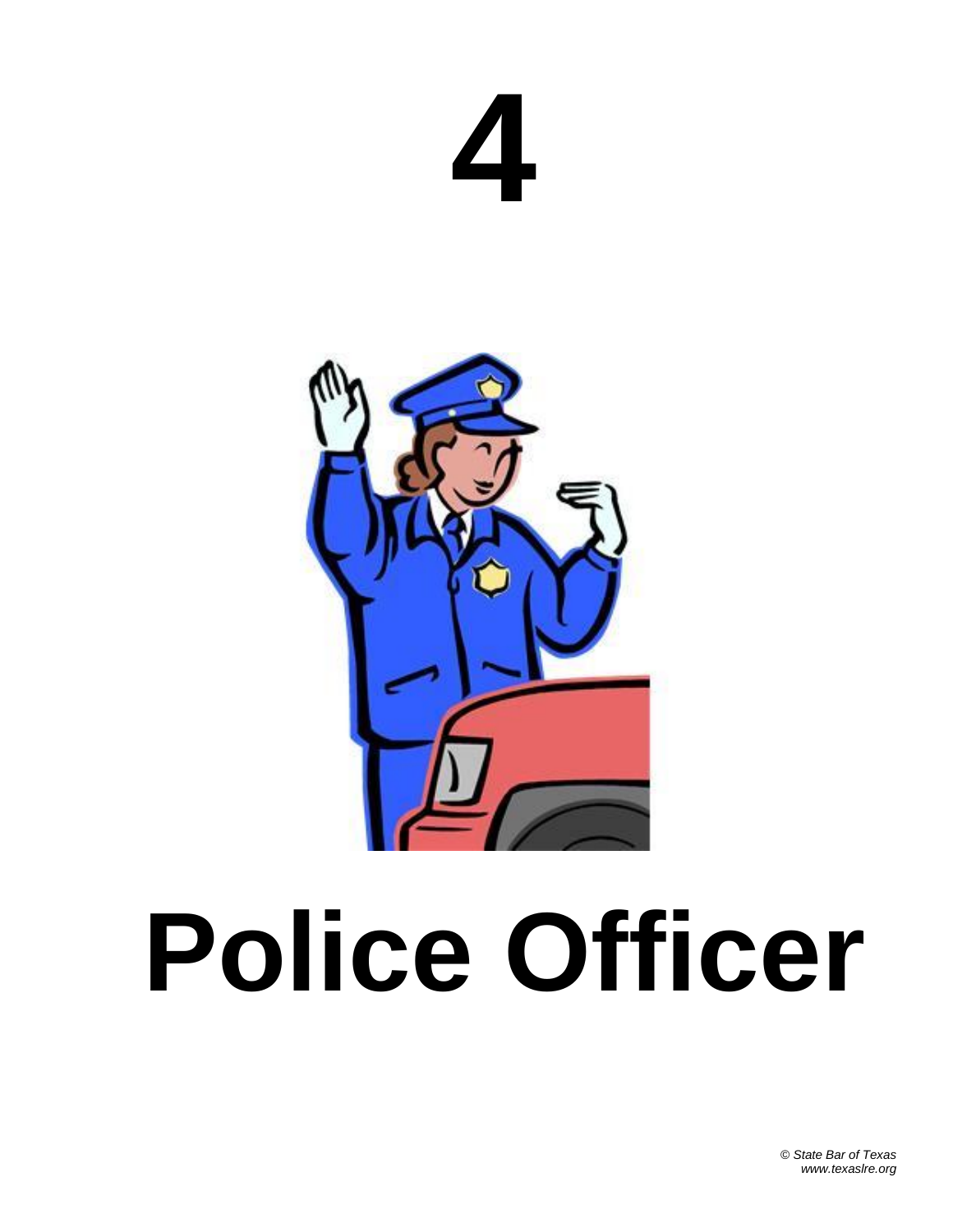# 4

# Police Officer

*© State Bar of Texas*
*www.texaslre.org*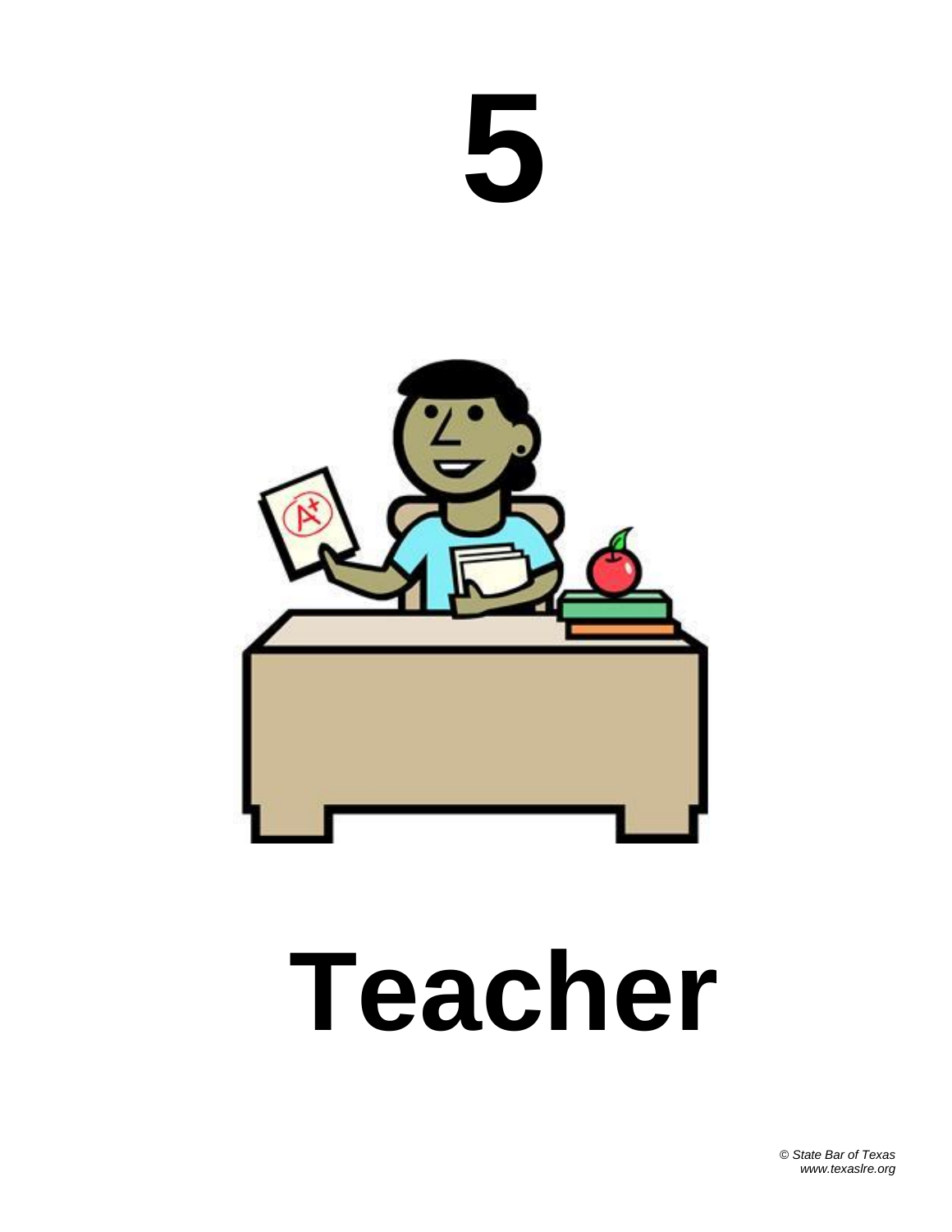# 5

# Teacher

*© State Bar of Texas*
*www.texaslre.org*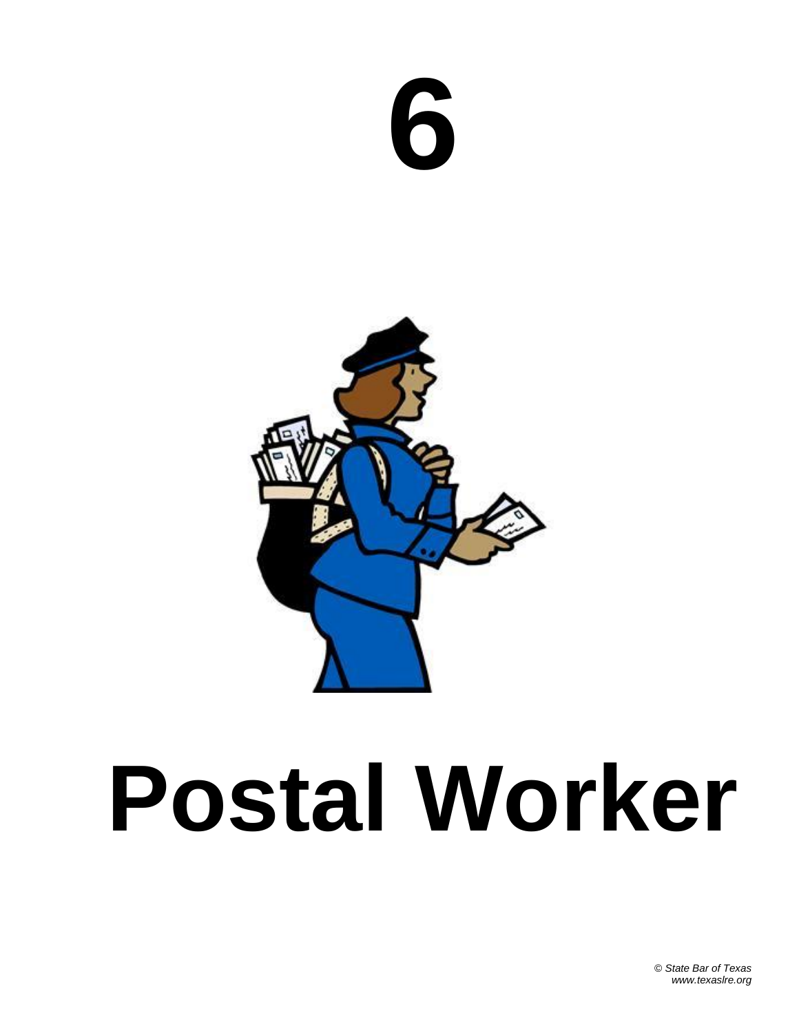# 6

# Postal Worker

*© State Bar of Texas*
*www.texaslre.org*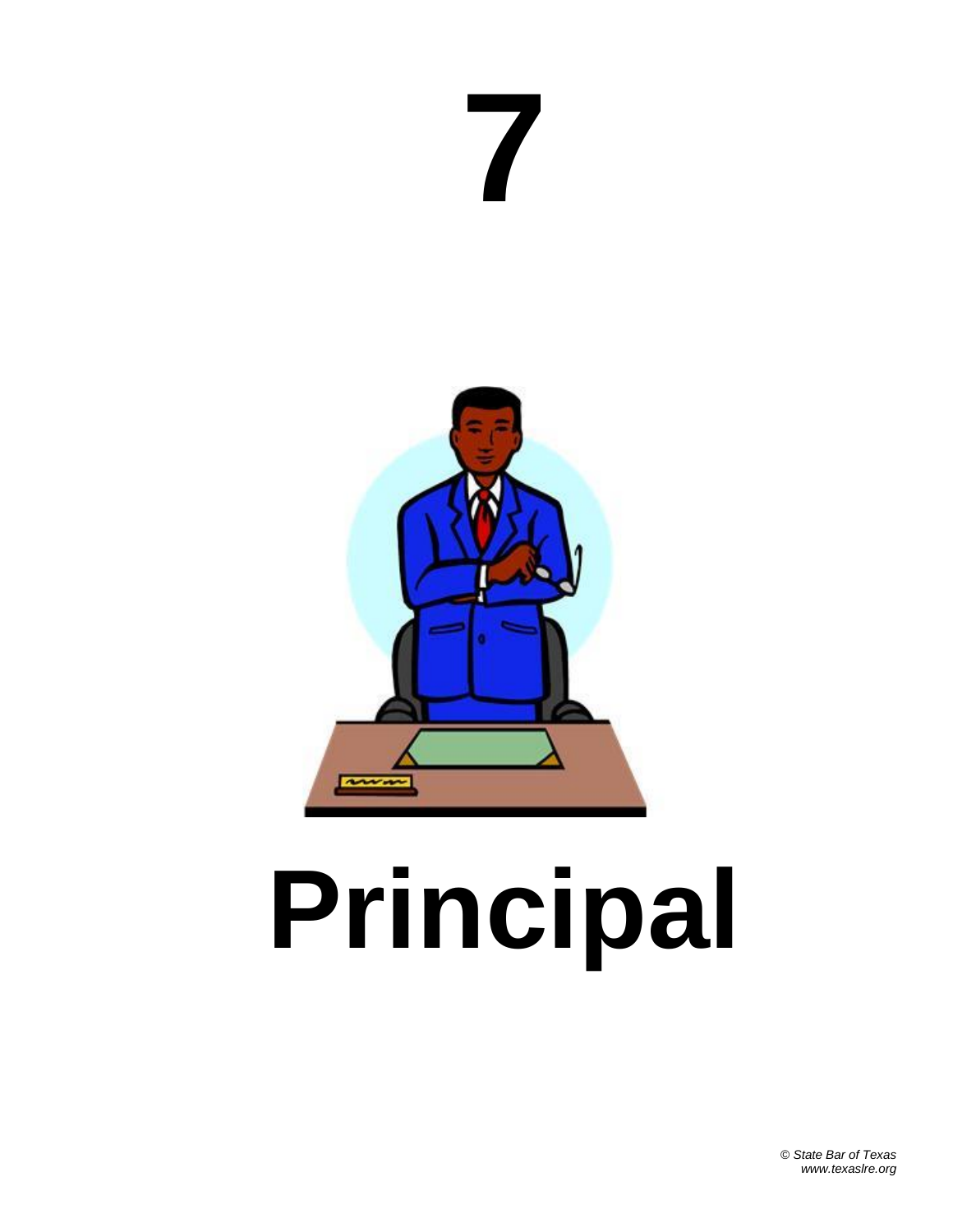# 7

# Principal

*© State Bar of Texas*
*www.texaslre.org*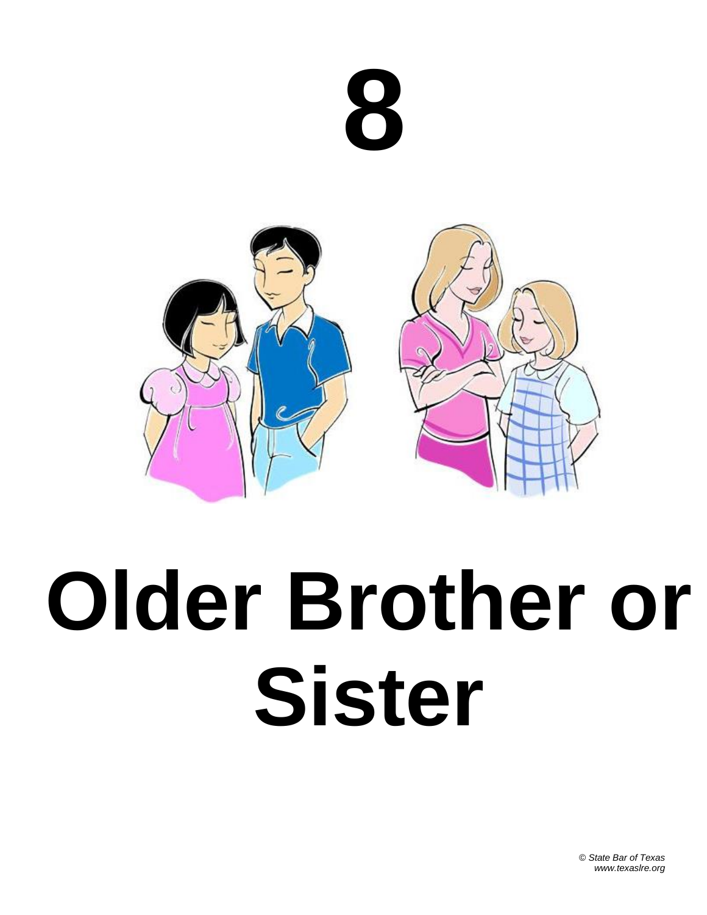# 8

# Older Brother or Sister

*© State Bar of Texas*
*www.texaslre.org*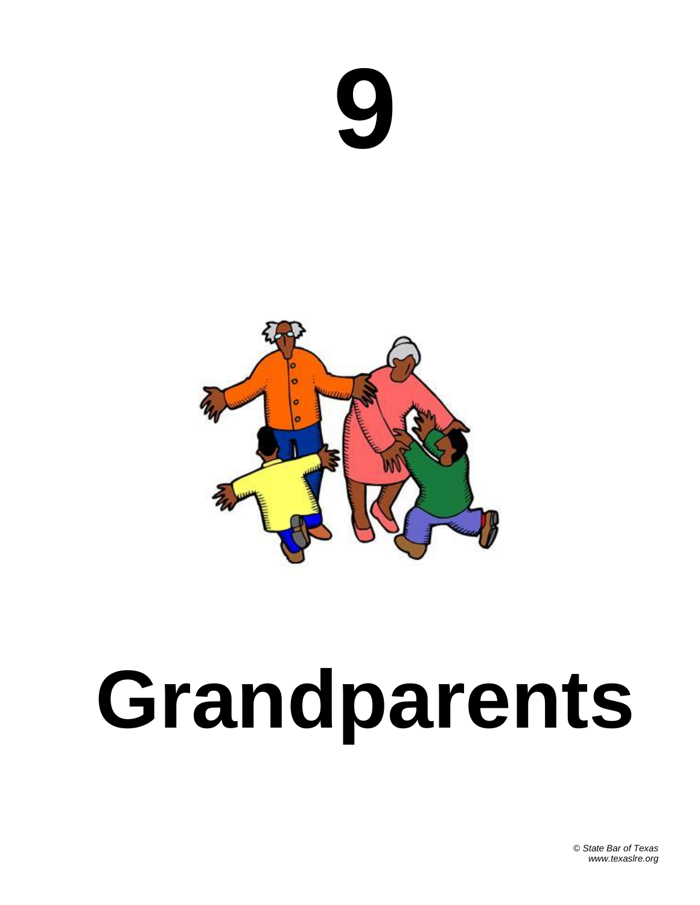# 9

# Grandparents

*© State Bar of Texas*
*www.texaslre.org*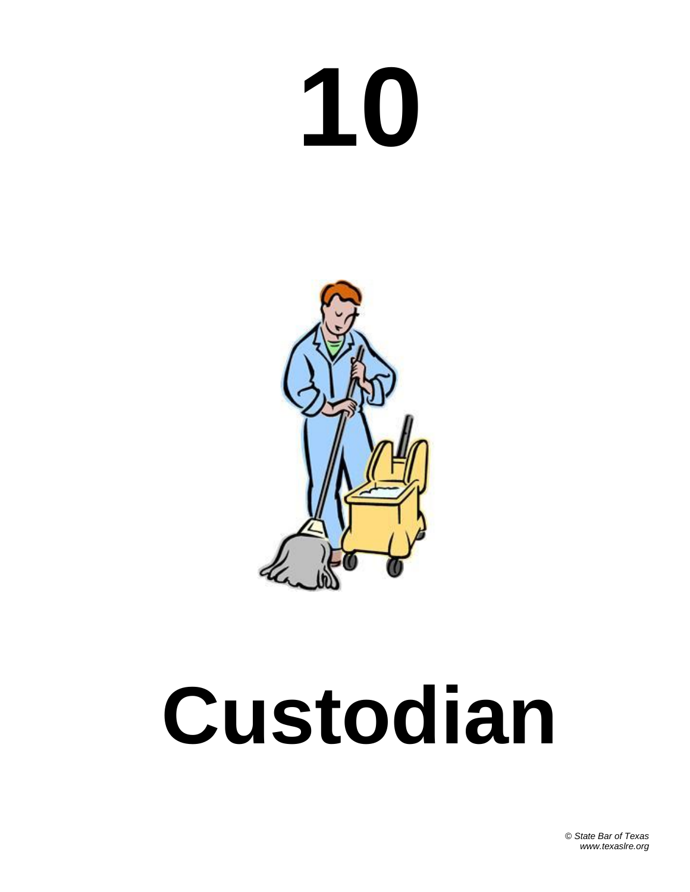# 10

# Custodian

*© State Bar of Texas*
*www.texaslre.org*